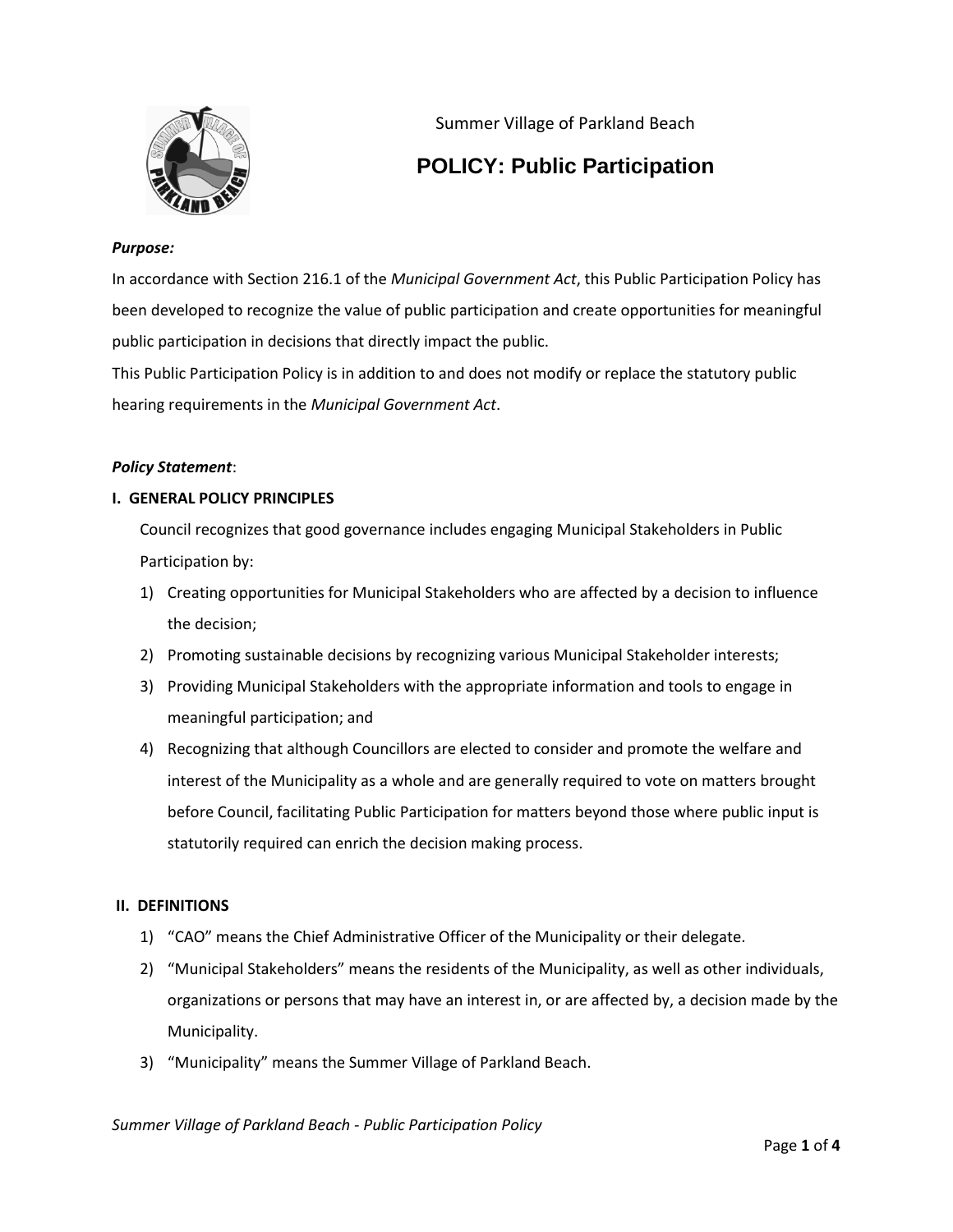Summer Village of Parkland Beach

# POLICY: Public Participation

***Purpose:***

In accordance with Section 216.1 of the *Municipal Government Act*, this Public Participation Policy has been developed to recognize the value of public participation and create opportunities for meaningful public participation in decisions that directly impact the public.

This Public Participation Policy is in addition to and does not modify or replace the statutory public hearing requirements in the *Municipal Government Act*.

***Policy Statement***:

**I. GENERAL POLICY PRINCIPLES**

Council recognizes that good governance includes engaging Municipal Stakeholders in Public Participation by:

1) Creating opportunities for Municipal Stakeholders who are affected by a decision to influence the decision;
2) Promoting sustainable decisions by recognizing various Municipal Stakeholder interests;
3) Providing Municipal Stakeholders with the appropriate information and tools to engage in meaningful participation; and
4) Recognizing that although Councillors are elected to consider and promote the welfare and interest of the Municipality as a whole and are generally required to vote on matters brought before Council, facilitating Public Participation for matters beyond those where public input is statutorily required can enrich the decision making process.

**II. DEFINITIONS**

1) "CAO" means the Chief Administrative Officer of the Municipality or their delegate.
2) "Municipal Stakeholders" means the residents of the Municipality, as well as other individuals, organizations or persons that may have an interest in, or are affected by, a decision made by the Municipality.
3) "Municipality" means the Summer Village of Parkland Beach.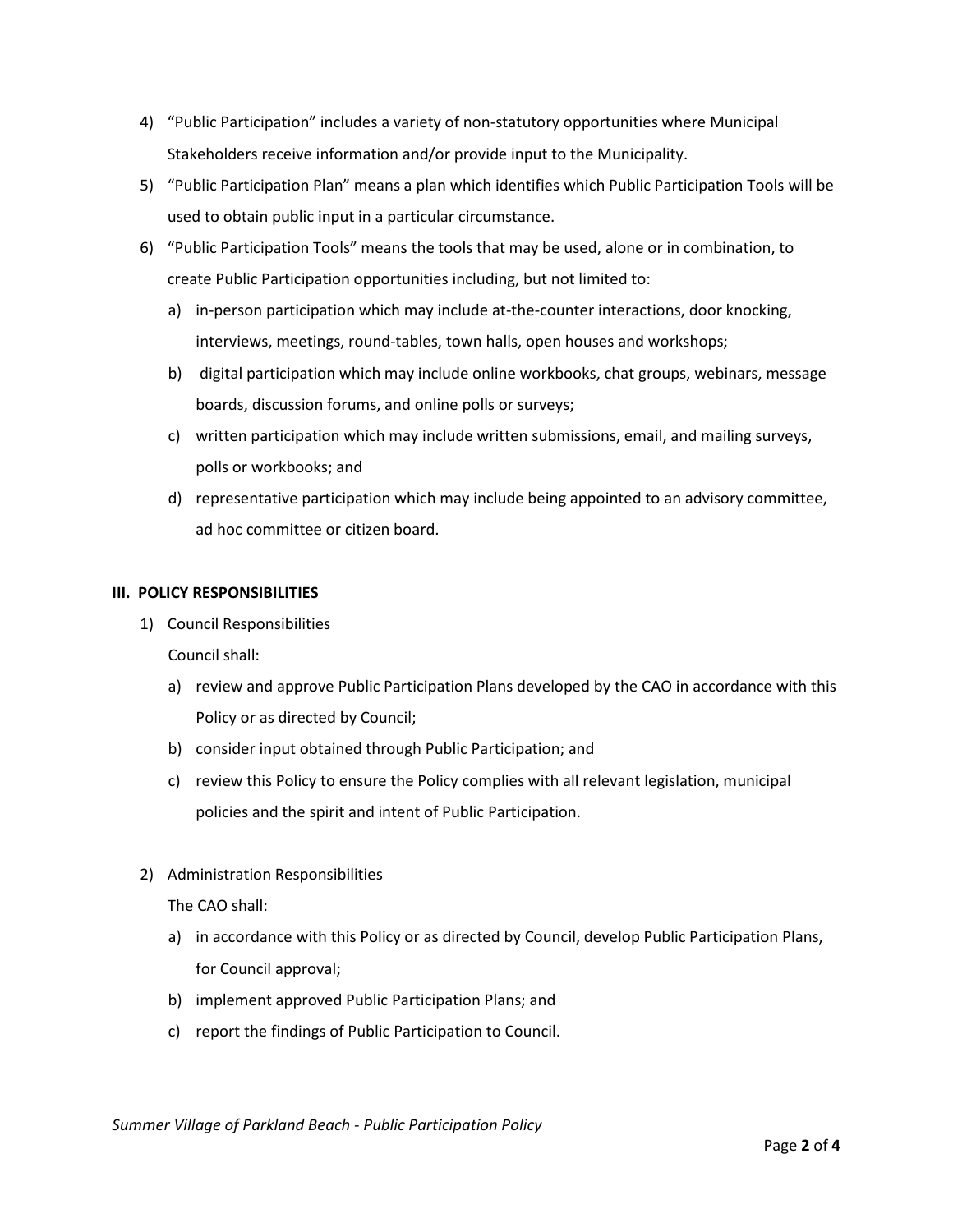4) "Public Participation" includes a variety of non-statutory opportunities where Municipal Stakeholders receive information and/or provide input to the Municipality.
5) "Public Participation Plan" means a plan which identifies which Public Participation Tools will be used to obtain public input in a particular circumstance.
6) "Public Participation Tools" means the tools that may be used, alone or in combination, to create Public Participation opportunities including, but not limited to:
   a) in-person participation which may include at-the-counter interactions, door knocking, interviews, meetings, round-tables, town halls, open houses and workshops;
   b) digital participation which may include online workbooks, chat groups, webinars, message boards, discussion forums, and online polls or surveys;
   c) written participation which may include written submissions, email, and mailing surveys, polls or workbooks; and
   d) representative participation which may include being appointed to an advisory committee, ad hoc committee or citizen board.

**III. POLICY RESPONSIBILITIES**

1) Council Responsibilities

   Council shall:

   a) review and approve Public Participation Plans developed by the CAO in accordance with this Policy or as directed by Council;
   b) consider input obtained through Public Participation; and
   c) review this Policy to ensure the Policy complies with all relevant legislation, municipal policies and the spirit and intent of Public Participation.

2) Administration Responsibilities

   The CAO shall:

   a) in accordance with this Policy or as directed by Council, develop Public Participation Plans, for Council approval;
   b) implement approved Public Participation Plans; and
   c) report the findings of Public Participation to Council.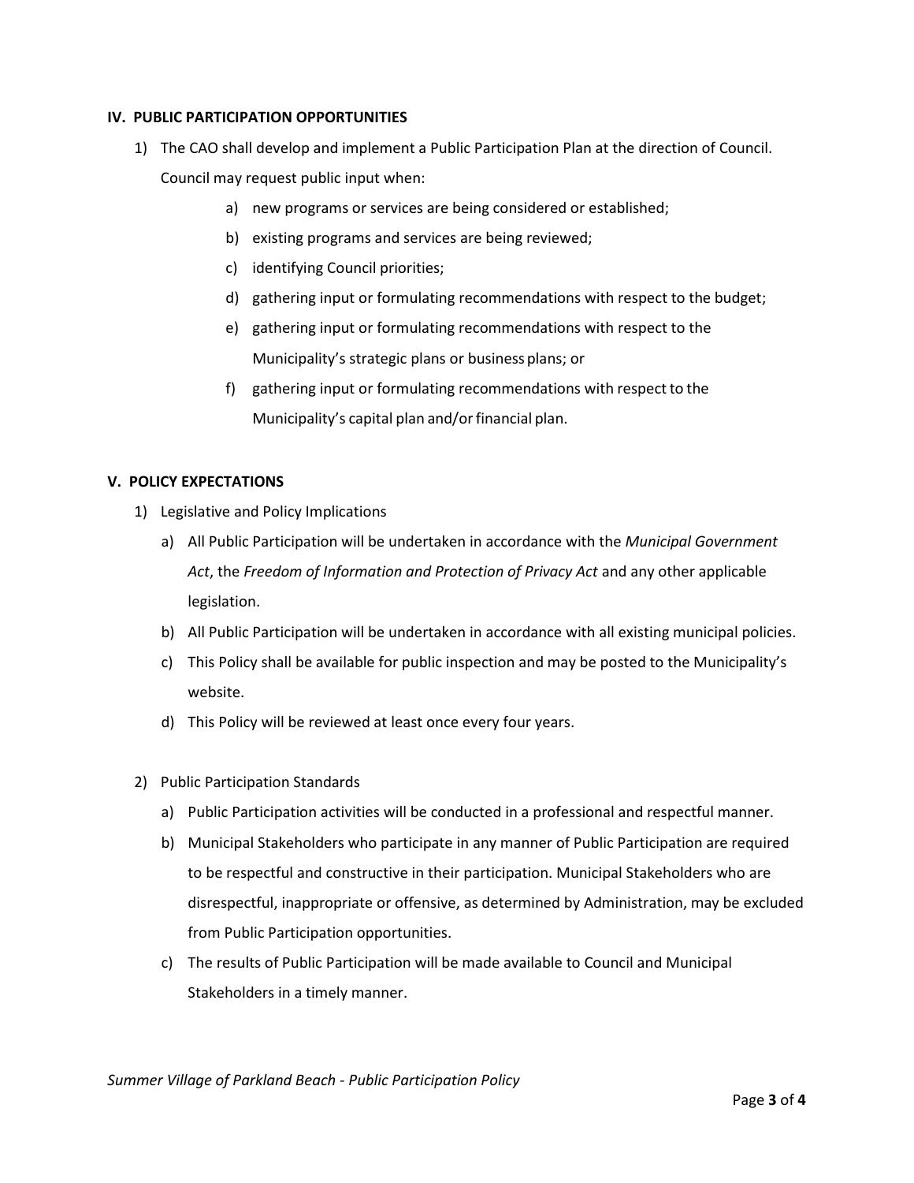## IV. PUBLIC PARTICIPATION OPPORTUNITIES

1) The CAO shall develop and implement a Public Participation Plan at the direction of Council. Council may request public input when:
    a) new programs or services are being considered or established;
    b) existing programs and services are being reviewed;
    c) identifying Council priorities;
    d) gathering input or formulating recommendations with respect to the budget;
    e) gathering input or formulating recommendations with respect to the Municipality's strategic plans or business plans; or
    f) gathering input or formulating recommendations with respect to the Municipality's capital plan and/or financial plan.

## V. POLICY EXPECTATIONS

1) Legislative and Policy Implications
    a) All Public Participation will be undertaken in accordance with the *Municipal Government Act*, the *Freedom of Information and Protection of Privacy Act* and any other applicable legislation.
    b) All Public Participation will be undertaken in accordance with all existing municipal policies.
    c) This Policy shall be available for public inspection and may be posted to the Municipality's website.
    d) This Policy will be reviewed at least once every four years.

2) Public Participation Standards
    a) Public Participation activities will be conducted in a professional and respectful manner.
    b) Municipal Stakeholders who participate in any manner of Public Participation are required to be respectful and constructive in their participation. Municipal Stakeholders who are disrespectful, inappropriate or offensive, as determined by Administration, may be excluded from Public Participation opportunities.
    c) The results of Public Participation will be made available to Council and Municipal Stakeholders in a timely manner.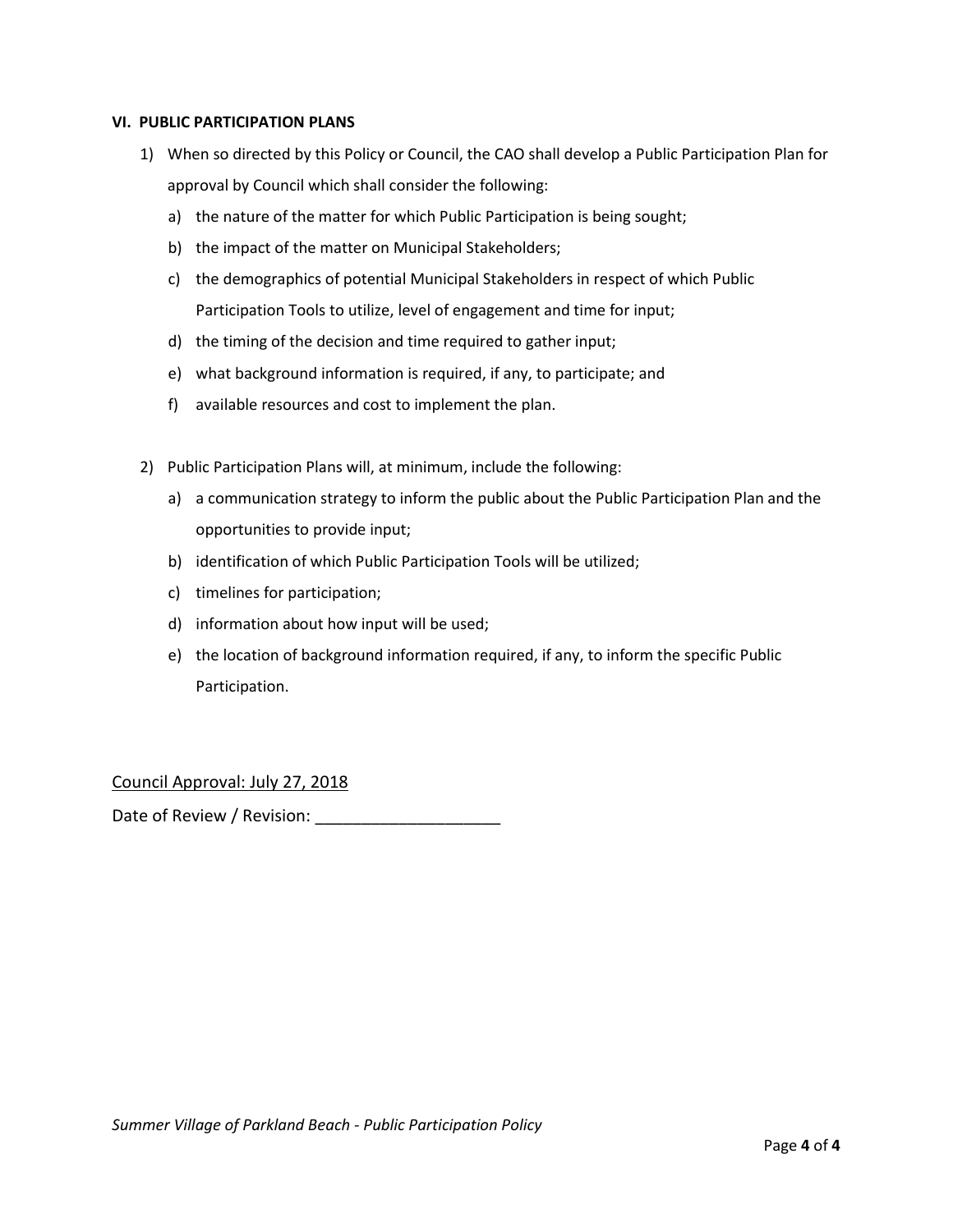### VI. PUBLIC PARTICIPATION PLANS

1) When so directed by this Policy or Council, the CAO shall develop a Public Participation Plan for approval by Council which shall consider the following:
   a) the nature of the matter for which Public Participation is being sought;
   b) the impact of the matter on Municipal Stakeholders;
   c) the demographics of potential Municipal Stakeholders in respect of which Public Participation Tools to utilize, level of engagement and time for input;
   d) the timing of the decision and time required to gather input;
   e) what background information is required, if any, to participate; and
   f) available resources and cost to implement the plan.

2) Public Participation Plans will, at minimum, include the following:
   a) a communication strategy to inform the public about the Public Participation Plan and the opportunities to provide input;
   b) identification of which Public Participation Tools will be utilized;
   c) timelines for participation;
   d) information about how input will be used;
   e) the location of background information required, if any, to inform the specific Public Participation.

<u>Council Approval: July 27, 2018</u>

Date of Review / Revision: ____________________